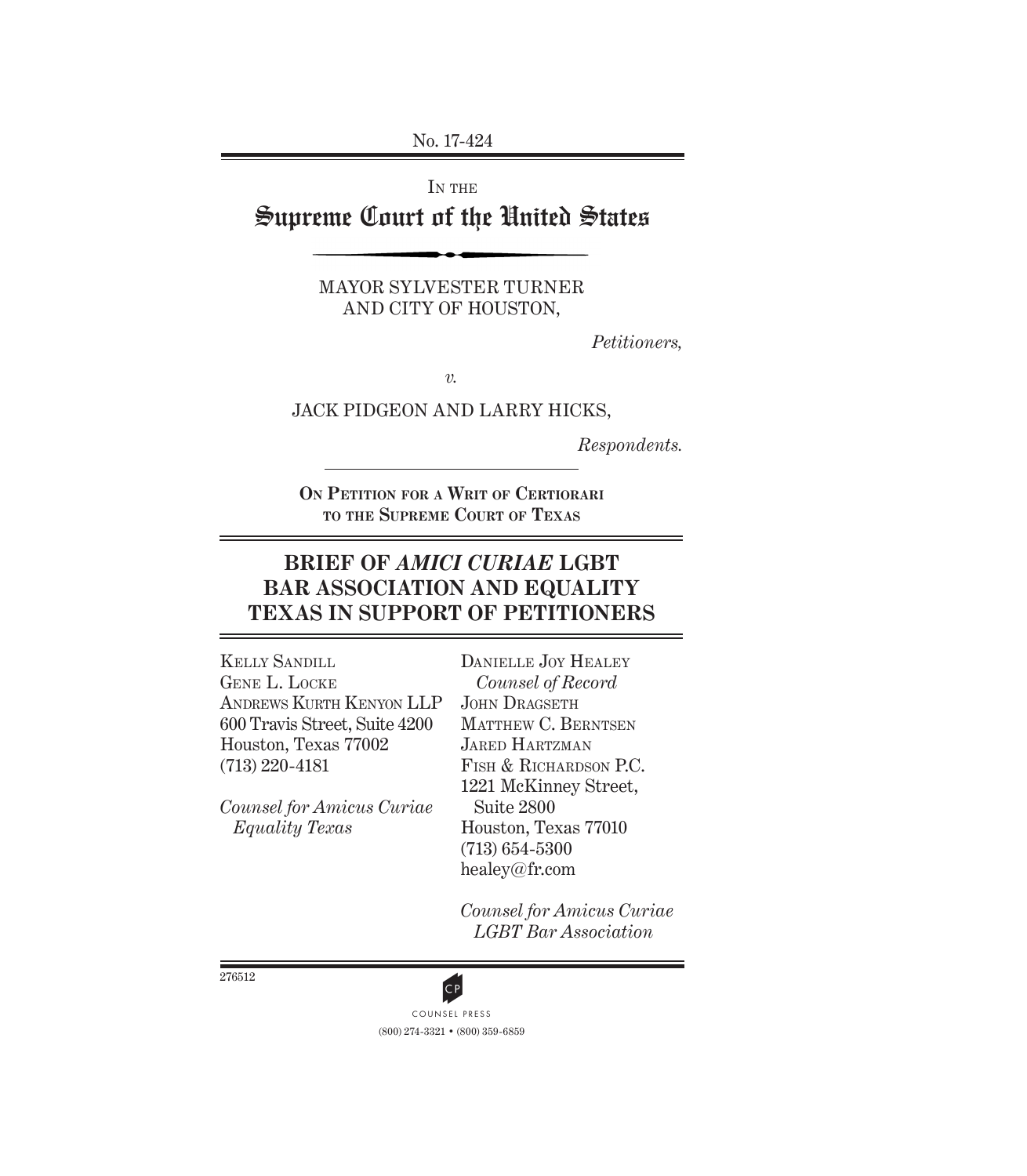No. 17-424

IN THE

# Supreme Court of the United States

MAYOR SYLVESTER TURNER
AND CITY OF HOUSTON,

*Petitioners,*

*v.*

JACK PIDGEON AND LARRY HICKS,

*Respondents.*

**ON PETITION FOR A WRIT OF CERTIORARI TO THE SUPREME COURT OF TEXAS**

## BRIEF OF *AMICI CURIAE* LGBT BAR ASSOCIATION AND EQUALITY TEXAS IN SUPPORT OF PETITIONERS

KELLY SANDILL
GENE L. LOCKE
ANDREWS KURTH KENYON LLP
600 Travis Street, Suite 4200
Houston, Texas 77002
(713) 220-4181

*Counsel for Amicus Curiae Equality Texas*

DANIELLE JOY HEALEY
*Counsel of Record*
JOHN DRAGSETH
MATTHEW C. BERNTSEN
JARED HARTZMAN
FISH & RICHARDSON P.C.
1221 McKinney Street, Suite 2800
Houston, Texas 77010
(713) 654-5300
healey@fr.com

*Counsel for Amicus Curiae LGBT Bar Association*

276512

COUNSEL PRESS
(800) 274-3321 • (800) 359-6859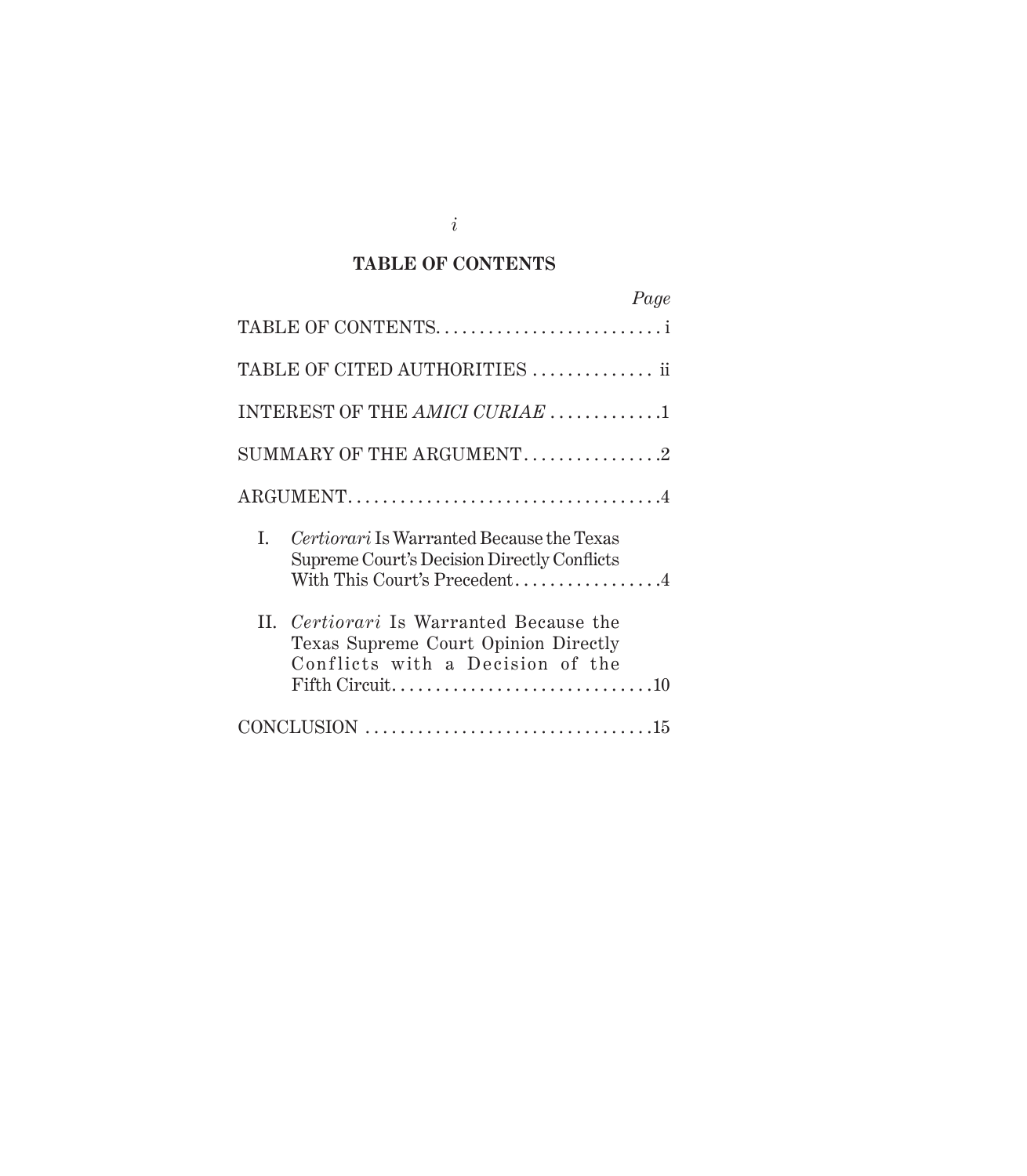## TABLE OF CONTENTS

| | Page |
|---|---|
| TABLE OF CONTENTS | i |
| TABLE OF CITED AUTHORITIES | ii |
| INTEREST OF THE *AMICI CURIAE* | 1 |
| SUMMARY OF THE ARGUMENT | 2 |
| ARGUMENT | 4 |
| I. *Certiorari* Is Warranted Because the Texas Supreme Court's Decision Directly Conflicts With This Court's Precedent | 4 |
| II. *Certiorari* Is Warranted Because the Texas Supreme Court Opinion Directly Conflicts with a Decision of the Fifth Circuit | 10 |
| CONCLUSION | 15 |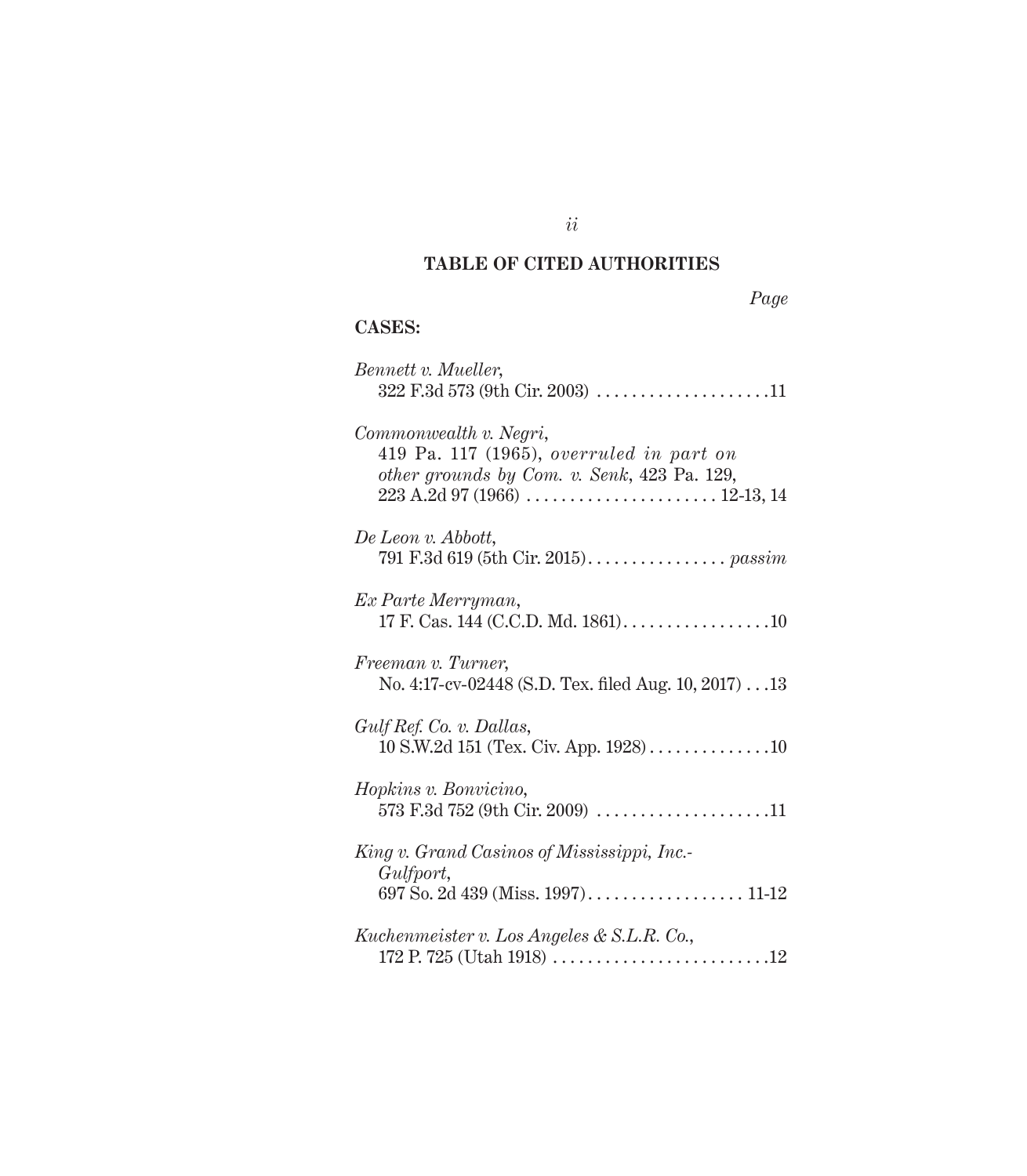## TABLE OF CITED AUTHORITIES

*Page*

**CASES:**

*Bennett v. Mueller*,
322 F.3d 573 (9th Cir. 2003) . . . . . . . . . . . . . . . . . . . .11

*Commonwealth v. Negri*,
419 Pa. 117 (1965), *overruled in part on other grounds by Com. v. Senk*, 423 Pa. 129, 223 A.2d 97 (1966) . . . . . . . . . . . . . . . . . . . . . . 12-13, 14

*De Leon v. Abbott*,
791 F.3d 619 (5th Cir. 2015) . . . . . . . . . . . . . . . . *passim*

*Ex Parte Merryman*,
17 F. Cas. 144 (C.C.D. Md. 1861) . . . . . . . . . . . . . . . . .10

*Freeman v. Turner*,
No. 4:17-cv-02448 (S.D. Tex. filed Aug. 10, 2017) . . .13

*Gulf Ref. Co. v. Dallas*,
10 S.W.2d 151 (Tex. Civ. App. 1928) . . . . . . . . . . . . . .10

*Hopkins v. Bonvicino*,
573 F.3d 752 (9th Cir. 2009) . . . . . . . . . . . . . . . . . . . .11

*King v. Grand Casinos of Mississippi, Inc.-Gulfport*,
697 So. 2d 439 (Miss. 1997) . . . . . . . . . . . . . . . . . . 11-12

*Kuchenmeister v. Los Angeles & S.L.R. Co.*,
172 P. 725 (Utah 1918) . . . . . . . . . . . . . . . . . . . . . . . . .12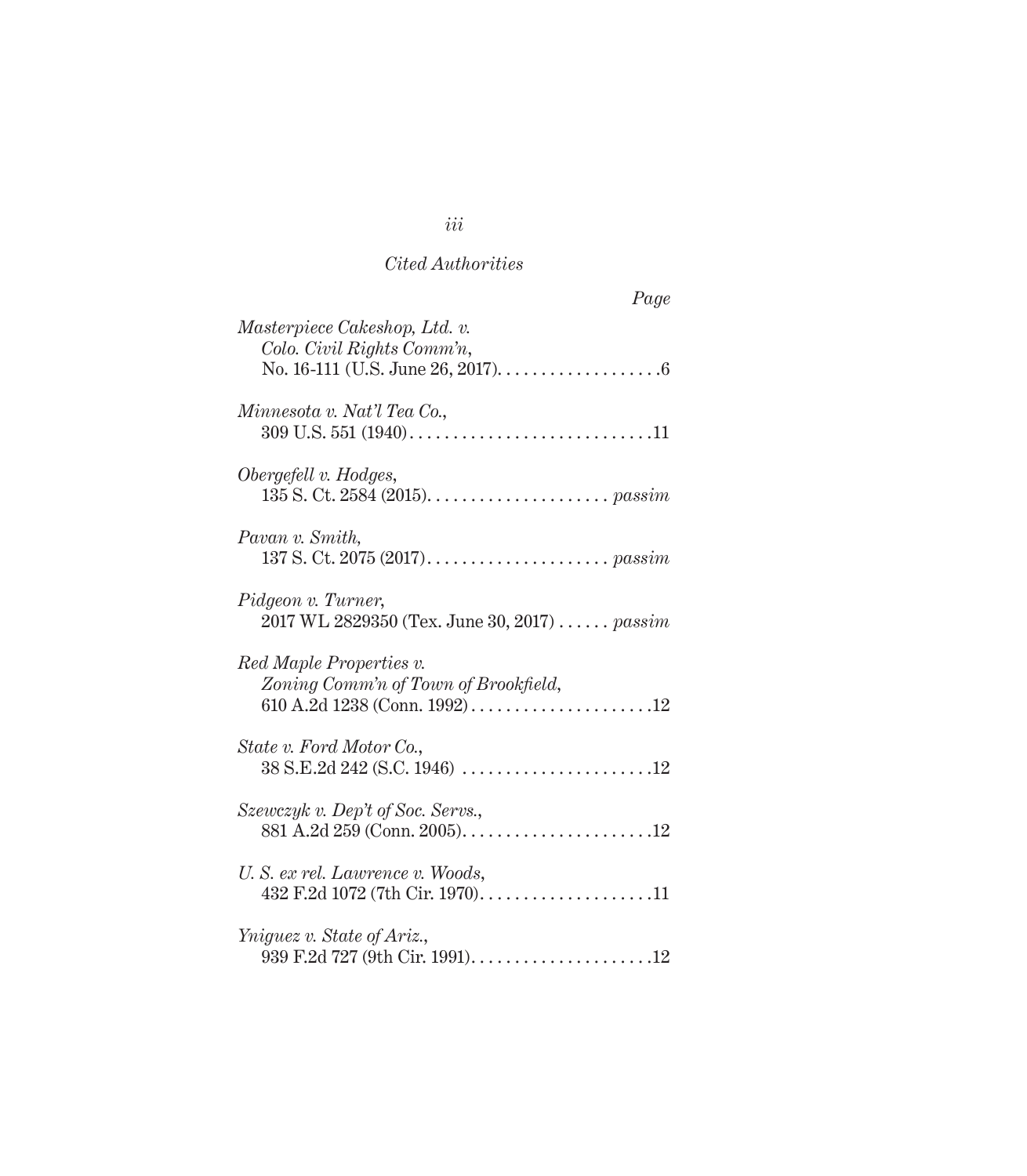*Cited Authorities*

*Page*

*Masterpiece Cakeshop, Ltd. v. Colo. Civil Rights Comm'n*, No. 16-111 (U.S. June 26, 2017). . . . . . . . . . . . . . . . . . .6

*Minnesota v. Nat'l Tea Co.*, 309 U.S. 551 (1940) . . . . . . . . . . . . . . . . . . . . . . . . . . . .11

*Obergefell v. Hodges*, 135 S. Ct. 2584 (2015). . . . . . . . . . . . . . . . . . . . . *passim*

*Pavan v. Smith*, 137 S. Ct. 2075 (2017) . . . . . . . . . . . . . . . . . . . . . *passim*

*Pidgeon v. Turner*, 2017 WL 2829350 (Tex. June 30, 2017) . . . . . . *passim*

*Red Maple Properties v. Zoning Comm'n of Town of Brookfield*, 610 A.2d 1238 (Conn. 1992) . . . . . . . . . . . . . . . . . . . . .12

*State v. Ford Motor Co.*, 38 S.E.2d 242 (S.C. 1946) . . . . . . . . . . . . . . . . . . . . . .12

*Szewczyk v. Dep't of Soc. Servs.*, 881 A.2d 259 (Conn. 2005). . . . . . . . . . . . . . . . . . . . . .12

*U. S. ex rel. Lawrence v. Woods*, 432 F.2d 1072 (7th Cir. 1970). . . . . . . . . . . . . . . . . . . .11

*Yniguez v. State of Ariz.*, 939 F.2d 727 (9th Cir. 1991). . . . . . . . . . . . . . . . . . . . .12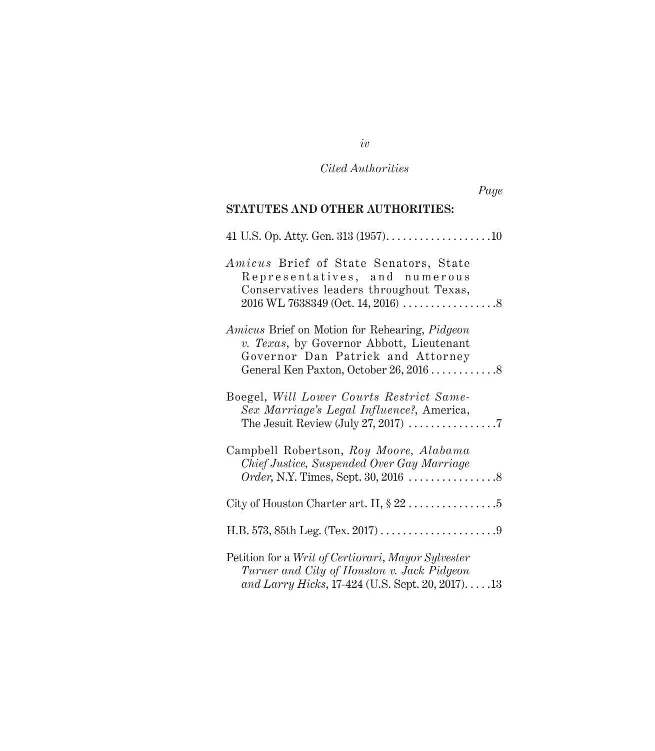*Cited Authorities*

*Page*

**STATUTES AND OTHER AUTHORITIES:**

41 U.S. Op. Atty. Gen. 313 (1957). . . . . . . . . . . . . . . . . . . .10

*Amicus* Brief of State Senators, State Representatives, and numerous Conservatives leaders throughout Texas, 2016 WL 7638349 (Oct. 14, 2016) . . . . . . . . . . . . . . . . .8

*Amicus* Brief on Motion for Rehearing, *Pidgeon v. Texas*, by Governor Abbott, Lieutenant Governor Dan Patrick and Attorney General Ken Paxton, October 26, 2016 . . . . . . . . . . . .8

Boegel, *Will Lower Courts Restrict Same-Sex Marriage's Legal Influence?*, America, The Jesuit Review (July 27, 2017) . . . . . . . . . . . . . . . .7

Campbell Robertson, *Roy Moore, Alabama Chief Justice, Suspended Over Gay Marriage Order*, N.Y. Times, Sept. 30, 2016 . . . . . . . . . . . . . . . .8

City of Houston Charter art. II, § 22 . . . . . . . . . . . . . . . .5

H.B. 573, 85th Leg. (Tex. 2017) . . . . . . . . . . . . . . . . . . . . .9

Petition for a *Writ of Certiorari*, *Mayor Sylvester Turner and City of Houston v. Jack Pidgeon and Larry Hicks*, 17-424 (U.S. Sept. 20, 2017). . . . .13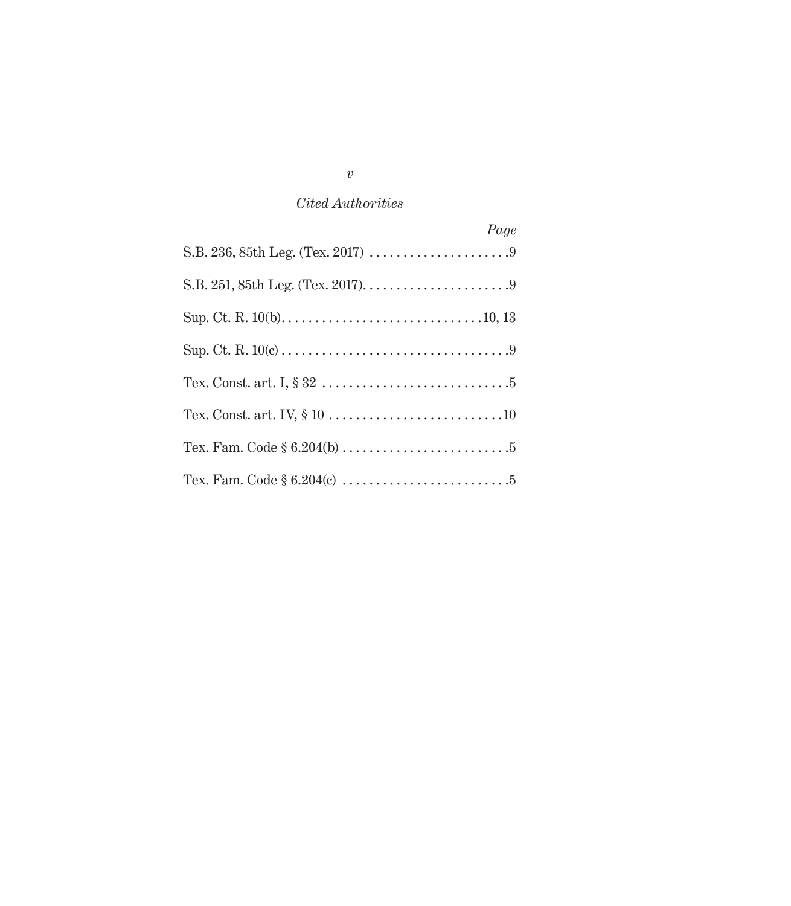*Cited Authorities*

| | *Page* |
|---|---|
| S.B. 236, 85th Leg. (Tex. 2017) | 9 |
| S.B. 251, 85th Leg. (Tex. 2017) | 9 |
| Sup. Ct. R. 10(b) | 10, 13 |
| Sup. Ct. R. 10(c) | 9 |
| Tex. Const. art. I, § 32 | 5 |
| Tex. Const. art. IV, § 10 | 10 |
| Tex. Fam. Code § 6.204(b) | 5 |
| Tex. Fam. Code § 6.204(c) | 5 |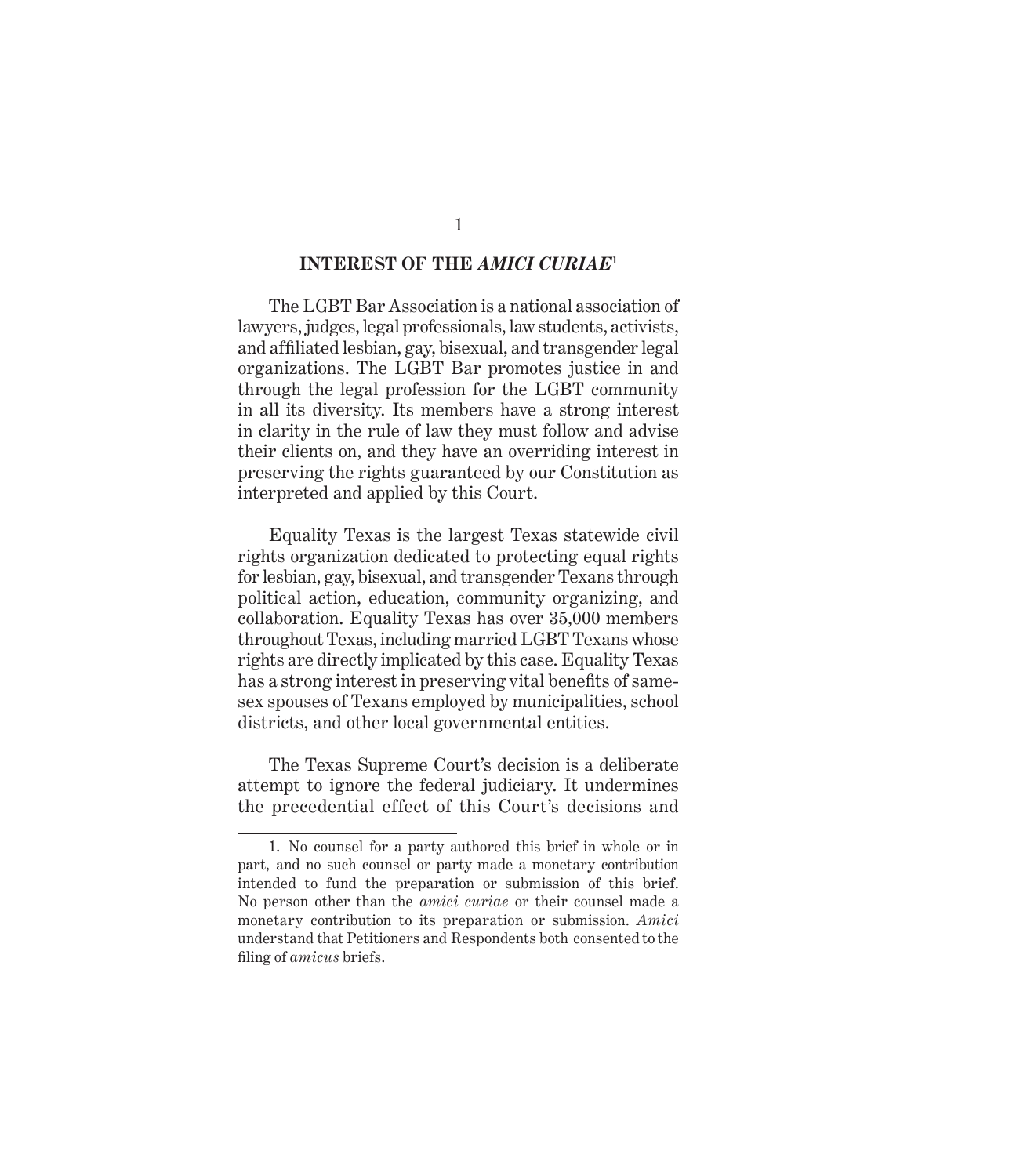## INTEREST OF THE *AMICI CURIAE*[1]

The LGBT Bar Association is a national association of lawyers, judges, legal professionals, law students, activists, and affiliated lesbian, gay, bisexual, and transgender legal organizations. The LGBT Bar promotes justice in and through the legal profession for the LGBT community in all its diversity. Its members have a strong interest in clarity in the rule of law they must follow and advise their clients on, and they have an overriding interest in preserving the rights guaranteed by our Constitution as interpreted and applied by this Court.

Equality Texas is the largest Texas statewide civil rights organization dedicated to protecting equal rights for lesbian, gay, bisexual, and transgender Texans through political action, education, community organizing, and collaboration. Equality Texas has over 35,000 members throughout Texas, including married LGBT Texans whose rights are directly implicated by this case. Equality Texas has a strong interest in preserving vital benefits of same-sex spouses of Texans employed by municipalities, school districts, and other local governmental entities.

The Texas Supreme Court's decision is a deliberate attempt to ignore the federal judiciary. It undermines the precedential effect of this Court's decisions and

---

1. No counsel for a party authored this brief in whole or in part, and no such counsel or party made a monetary contribution intended to fund the preparation or submission of this brief. No person other than the *amici curiae* or their counsel made a monetary contribution to its preparation or submission. *Amici* understand that Petitioners and Respondents both consented to the filing of *amicus* briefs.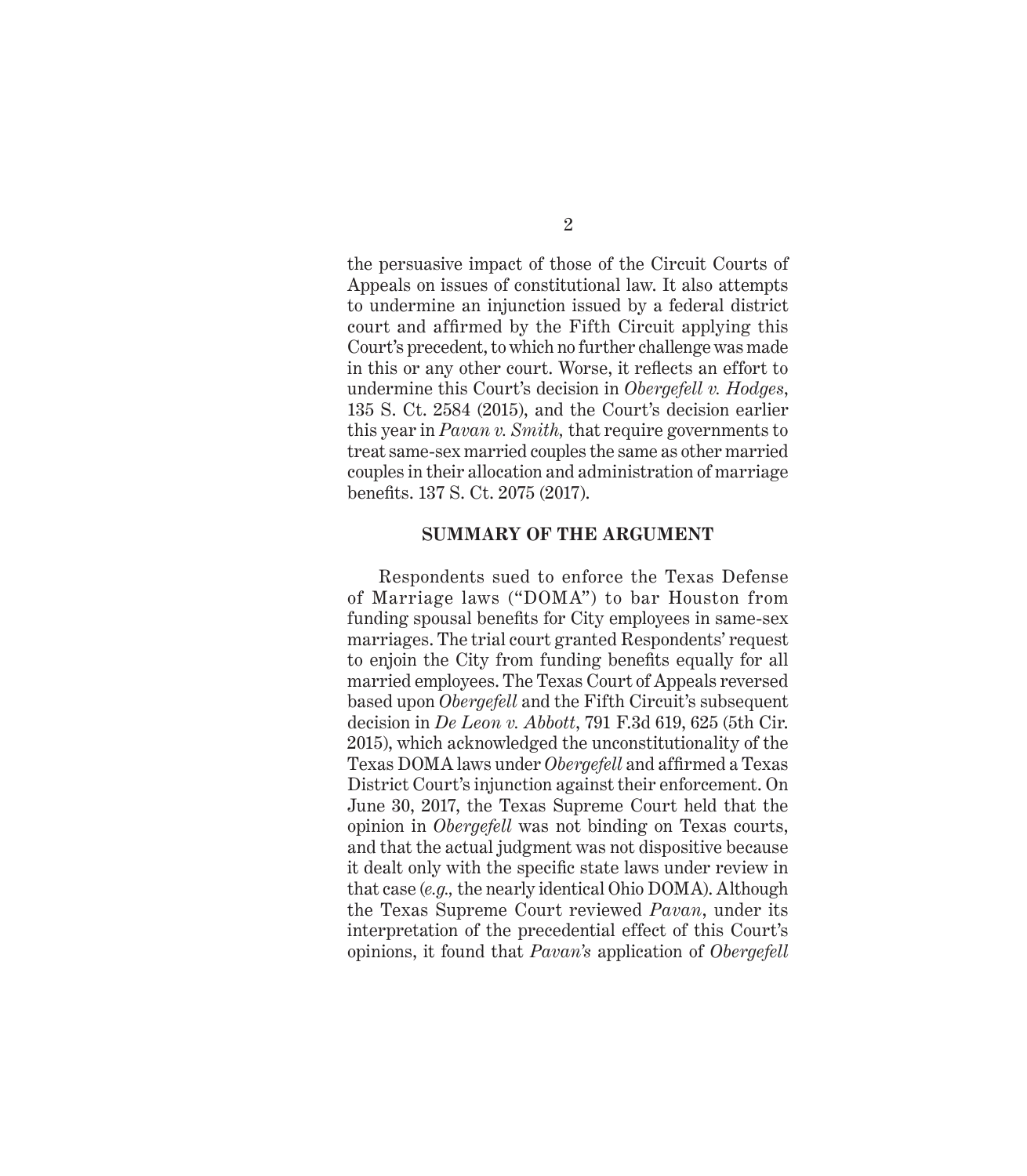the persuasive impact of those of the Circuit Courts of Appeals on issues of constitutional law. It also attempts to undermine an injunction issued by a federal district court and affirmed by the Fifth Circuit applying this Court's precedent, to which no further challenge was made in this or any other court. Worse, it reflects an effort to undermine this Court's decision in *Obergefell v. Hodges*, 135 S. Ct. 2584 (2015), and the Court's decision earlier this year in *Pavan v. Smith,* that require governments to treat same-sex married couples the same as other married couples in their allocation and administration of marriage benefits. 137 S. Ct. 2075 (2017).

## SUMMARY OF THE ARGUMENT

Respondents sued to enforce the Texas Defense of Marriage laws ("DOMA") to bar Houston from funding spousal benefits for City employees in same-sex marriages. The trial court granted Respondents' request to enjoin the City from funding benefits equally for all married employees. The Texas Court of Appeals reversed based upon *Obergefell* and the Fifth Circuit's subsequent decision in *De Leon v. Abbott*, 791 F.3d 619, 625 (5th Cir. 2015), which acknowledged the unconstitutionality of the Texas DOMA laws under *Obergefell* and affirmed a Texas District Court's injunction against their enforcement. On June 30, 2017, the Texas Supreme Court held that the opinion in *Obergefell* was not binding on Texas courts, and that the actual judgment was not dispositive because it dealt only with the specific state laws under review in that case (*e.g.,* the nearly identical Ohio DOMA). Although the Texas Supreme Court reviewed *Pavan*, under its interpretation of the precedential effect of this Court's opinions, it found that *Pavan's* application of *Obergefell*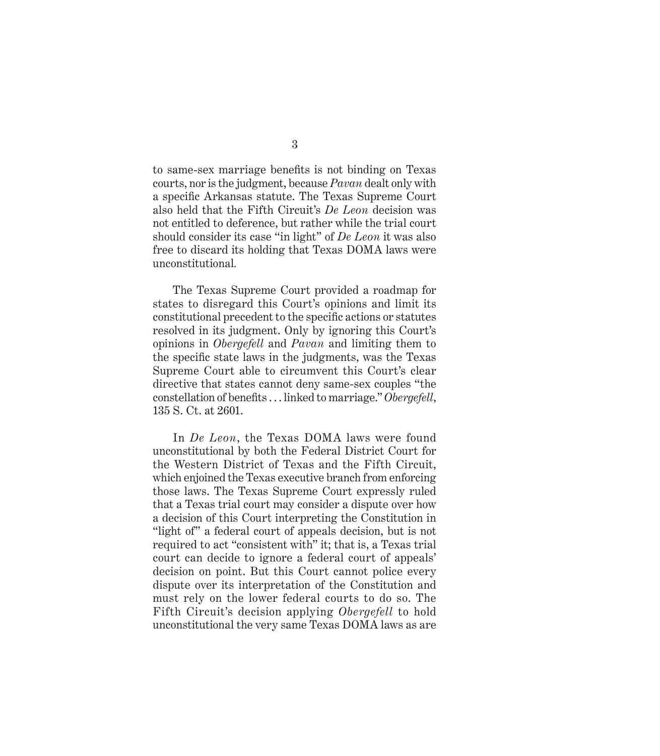to same-sex marriage benefits is not binding on Texas courts, nor is the judgment, because *Pavan* dealt only with a specific Arkansas statute. The Texas Supreme Court also held that the Fifth Circuit's *De Leon* decision was not entitled to deference, but rather while the trial court should consider its case "in light" of *De Leon* it was also free to discard its holding that Texas DOMA laws were unconstitutional.

The Texas Supreme Court provided a roadmap for states to disregard this Court's opinions and limit its constitutional precedent to the specific actions or statutes resolved in its judgment. Only by ignoring this Court's opinions in *Obergefell* and *Pavan* and limiting them to the specific state laws in the judgments, was the Texas Supreme Court able to circumvent this Court's clear directive that states cannot deny same-sex couples "the constellation of benefits . . . linked to marriage." *Obergefell*, 135 S. Ct. at 2601.

In *De Leon*, the Texas DOMA laws were found unconstitutional by both the Federal District Court for the Western District of Texas and the Fifth Circuit, which enjoined the Texas executive branch from enforcing those laws. The Texas Supreme Court expressly ruled that a Texas trial court may consider a dispute over how a decision of this Court interpreting the Constitution in "light of" a federal court of appeals decision, but is not required to act "consistent with" it; that is, a Texas trial court can decide to ignore a federal court of appeals' decision on point. But this Court cannot police every dispute over its interpretation of the Constitution and must rely on the lower federal courts to do so. The Fifth Circuit's decision applying *Obergefell* to hold unconstitutional the very same Texas DOMA laws as are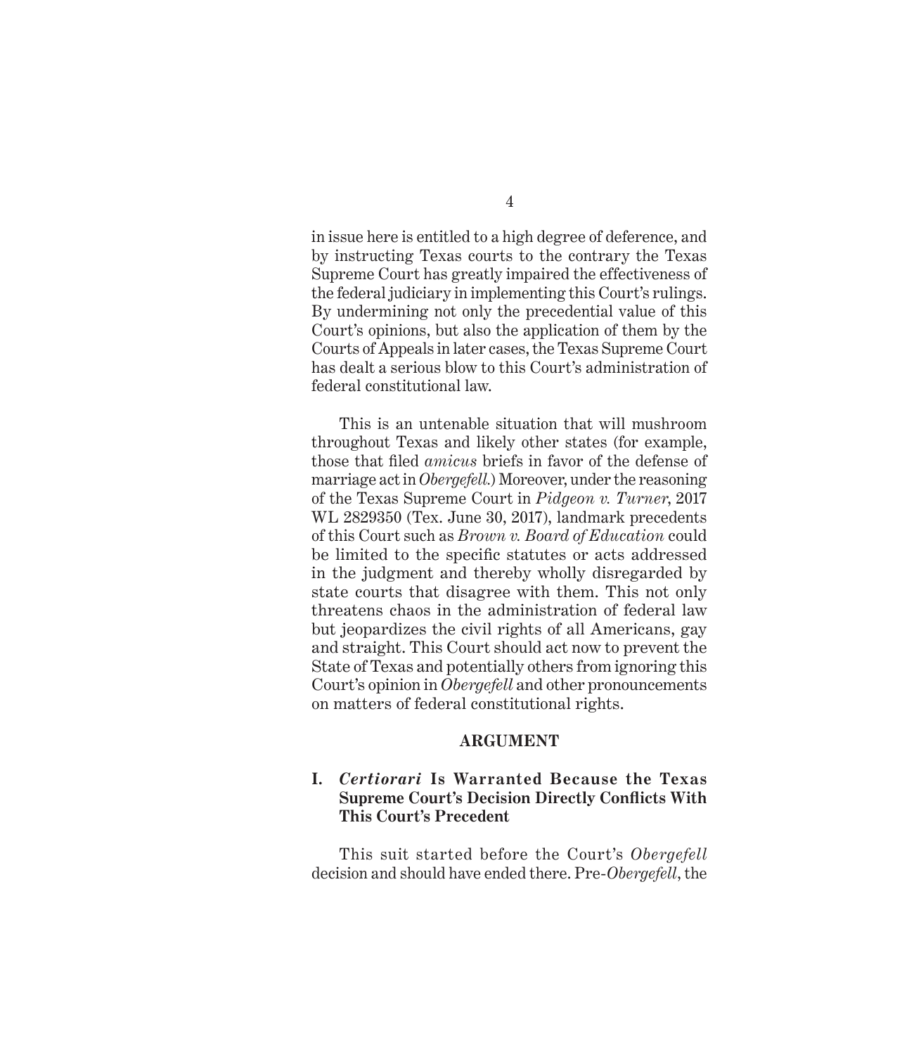in issue here is entitled to a high degree of deference, and by instructing Texas courts to the contrary the Texas Supreme Court has greatly impaired the effectiveness of the federal judiciary in implementing this Court's rulings. By undermining not only the precedential value of this Court's opinions, but also the application of them by the Courts of Appeals in later cases, the Texas Supreme Court has dealt a serious blow to this Court's administration of federal constitutional law.

This is an untenable situation that will mushroom throughout Texas and likely other states (for example, those that filed *amicus* briefs in favor of the defense of marriage act in *Obergefell.*) Moreover, under the reasoning of the Texas Supreme Court in *Pidgeon v. Turner*, 2017 WL 2829350 (Tex. June 30, 2017), landmark precedents of this Court such as *Brown v. Board of Education* could be limited to the specific statutes or acts addressed in the judgment and thereby wholly disregarded by state courts that disagree with them. This not only threatens chaos in the administration of federal law but jeopardizes the civil rights of all Americans, gay and straight. This Court should act now to prevent the State of Texas and potentially others from ignoring this Court's opinion in *Obergefell* and other pronouncements on matters of federal constitutional rights.

## ARGUMENT

### I. *Certiorari* Is Warranted Because the Texas Supreme Court's Decision Directly Conflicts With This Court's Precedent

This suit started before the Court's *Obergefell* decision and should have ended there. Pre-*Obergefell*, the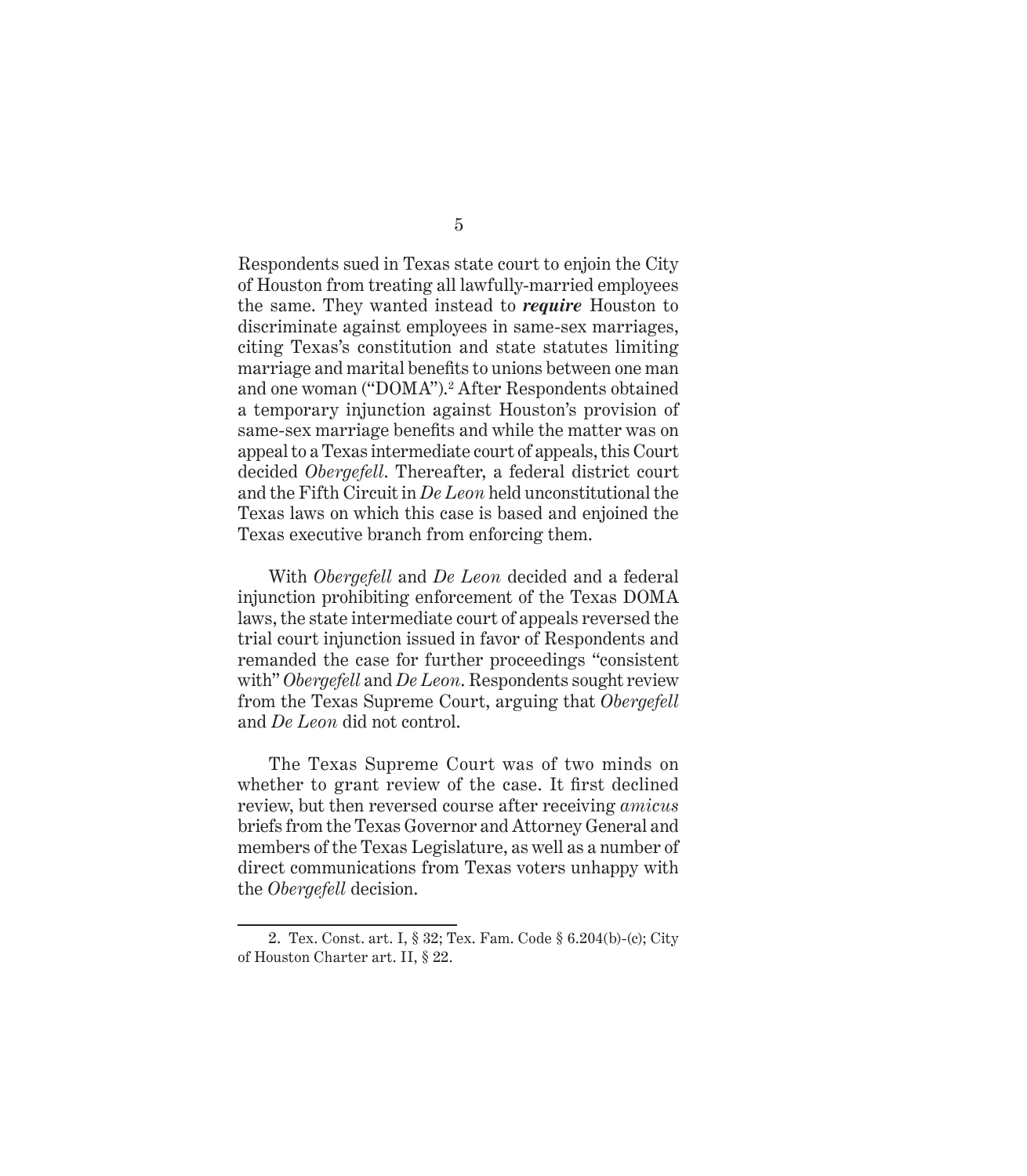Respondents sued in Texas state court to enjoin the City of Houston from treating all lawfully-married employees the same. They wanted instead to ***require*** Houston to discriminate against employees in same-sex marriages, citing Texas's constitution and state statutes limiting marriage and marital benefits to unions between one man and one woman ("DOMA").[2] After Respondents obtained a temporary injunction against Houston's provision of same-sex marriage benefits and while the matter was on appeal to a Texas intermediate court of appeals, this Court decided *Obergefell*. Thereafter, a federal district court and the Fifth Circuit in *De Leon* held unconstitutional the Texas laws on which this case is based and enjoined the Texas executive branch from enforcing them.

With *Obergefell* and *De Leon* decided and a federal injunction prohibiting enforcement of the Texas DOMA laws, the state intermediate court of appeals reversed the trial court injunction issued in favor of Respondents and remanded the case for further proceedings "consistent with" *Obergefell* and *De Leon*. Respondents sought review from the Texas Supreme Court, arguing that *Obergefell* and *De Leon* did not control.

The Texas Supreme Court was of two minds on whether to grant review of the case. It first declined review, but then reversed course after receiving *amicus* briefs from the Texas Governor and Attorney General and members of the Texas Legislature, as well as a number of direct communications from Texas voters unhappy with the *Obergefell* decision.

---

2. Tex. Const. art. I, § 32; Tex. Fam. Code § 6.204(b)-(c); City of Houston Charter art. II, § 22.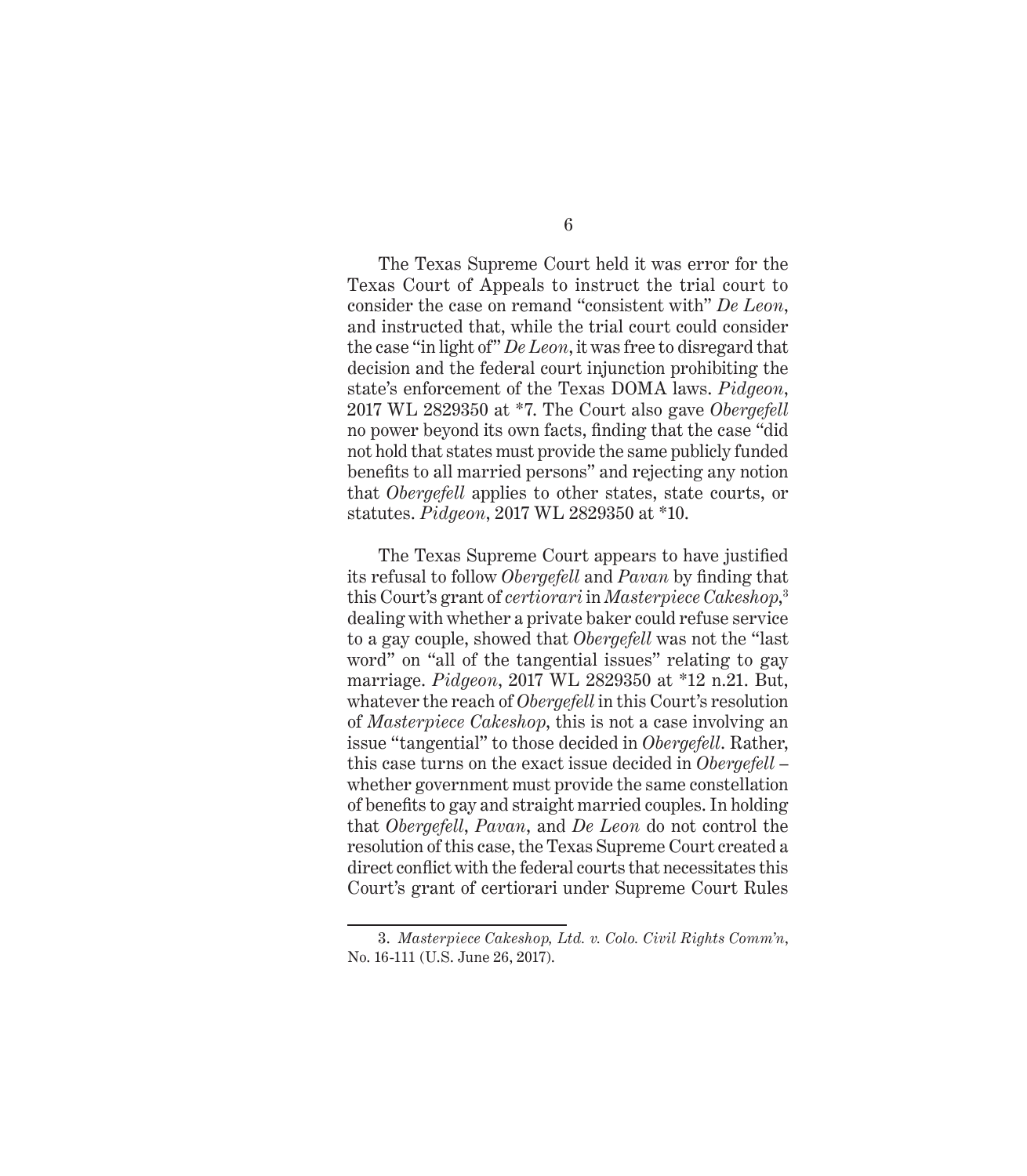The Texas Supreme Court held it was error for the Texas Court of Appeals to instruct the trial court to consider the case on remand "consistent with" *De Leon*, and instructed that, while the trial court could consider the case "in light of" *De Leon*, it was free to disregard that decision and the federal court injunction prohibiting the state's enforcement of the Texas DOMA laws. *Pidgeon*, 2017 WL 2829350 at *7. The Court also gave *Obergefell* no power beyond its own facts, finding that the case "did not hold that states must provide the same publicly funded benefits to all married persons" and rejecting any notion that *Obergefell* applies to other states, state courts, or statutes. *Pidgeon*, 2017 WL 2829350 at *10.

The Texas Supreme Court appears to have justified its refusal to follow *Obergefell* and *Pavan* by finding that this Court's grant of *certiorari* in *Masterpiece Cakeshop,*[3] dealing with whether a private baker could refuse service to a gay couple, showed that *Obergefell* was not the "last word" on "all of the tangential issues" relating to gay marriage. *Pidgeon*, 2017 WL 2829350 at *12 n.21. But, whatever the reach of *Obergefell* in this Court's resolution of *Masterpiece Cakeshop*, this is not a case involving an issue "tangential" to those decided in *Obergefell*. Rather, this case turns on the exact issue decided in *Obergefell* – whether government must provide the same constellation of benefits to gay and straight married couples. In holding that *Obergefell*, *Pavan*, and *De Leon* do not control the resolution of this case, the Texas Supreme Court created a direct conflict with the federal courts that necessitates this Court's grant of certiorari under Supreme Court Rules

---

3. *Masterpiece Cakeshop, Ltd. v. Colo. Civil Rights Comm'n*, No. 16-111 (U.S. June 26, 2017).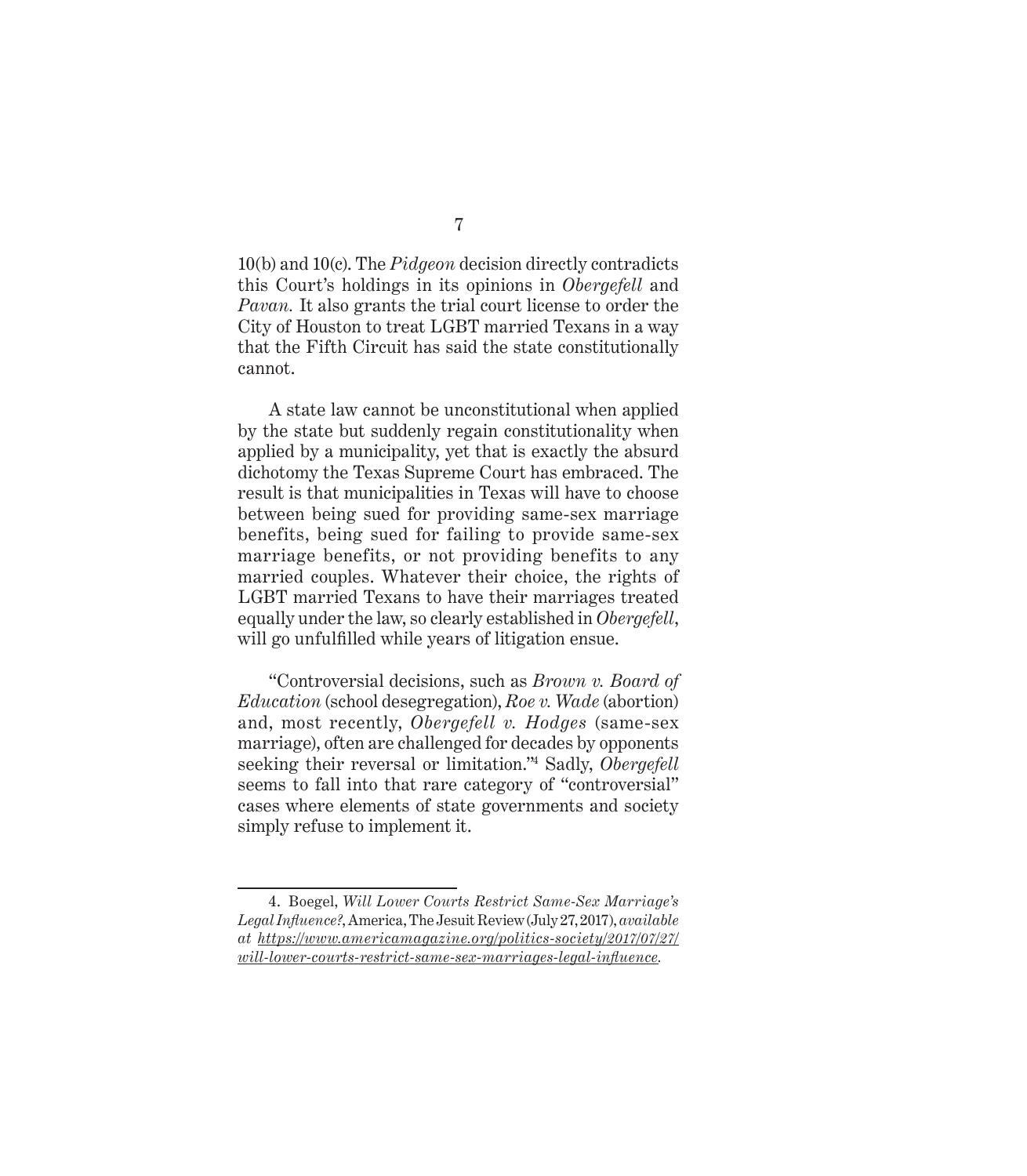10(b) and 10(c). The *Pidgeon* decision directly contradicts this Court's holdings in its opinions in *Obergefell* and *Pavan.* It also grants the trial court license to order the City of Houston to treat LGBT married Texans in a way that the Fifth Circuit has said the state constitutionally cannot.

A state law cannot be unconstitutional when applied by the state but suddenly regain constitutionality when applied by a municipality, yet that is exactly the absurd dichotomy the Texas Supreme Court has embraced. The result is that municipalities in Texas will have to choose between being sued for providing same-sex marriage benefits, being sued for failing to provide same-sex marriage benefits, or not providing benefits to any married couples. Whatever their choice, the rights of LGBT married Texans to have their marriages treated equally under the law, so clearly established in *Obergefell*, will go unfulfilled while years of litigation ensue.

"Controversial decisions, such as *Brown v. Board of Education* (school desegregation), *Roe v. Wade* (abortion) and, most recently, *Obergefell v. Hodges* (same-sex marriage), often are challenged for decades by opponents seeking their reversal or limitation."[4] Sadly, *Obergefell* seems to fall into that rare category of "controversial" cases where elements of state governments and society simply refuse to implement it.

---

4. Boegel, *Will Lower Courts Restrict Same-Sex Marriage's Legal Influence?*, America, The Jesuit Review (July 27, 2017), *available at https://www.americamagazine.org/politics-society/2017/07/27/will-lower-courts-restrict-same-sex-marriages-legal-influence.*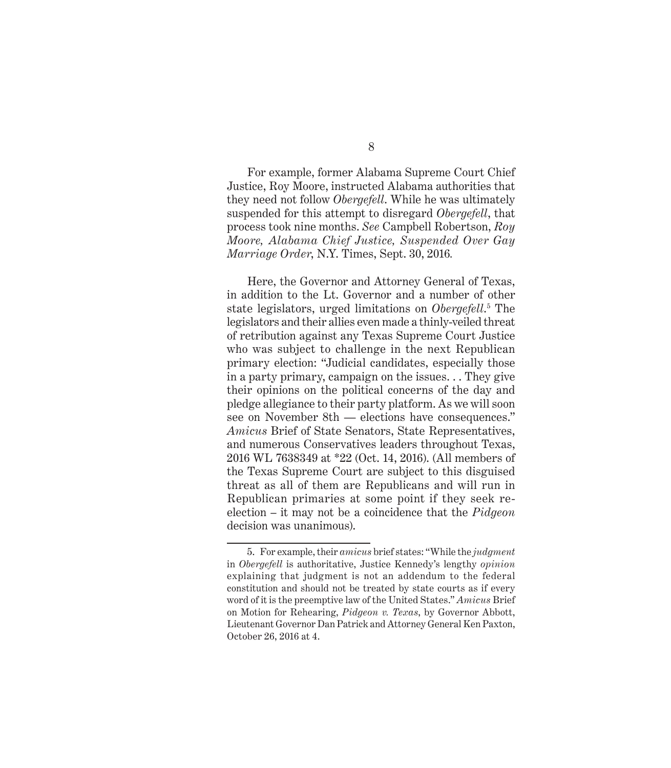For example, former Alabama Supreme Court Chief Justice, Roy Moore, instructed Alabama authorities that they need not follow *Obergefell*. While he was ultimately suspended for this attempt to disregard *Obergefell*, that process took nine months. *See* Campbell Robertson, *Roy Moore, Alabama Chief Justice, Suspended Over Gay Marriage Order*, N.Y. Times, Sept. 30, 2016.

Here, the Governor and Attorney General of Texas, in addition to the Lt. Governor and a number of other state legislators, urged limitations on *Obergefell*.[5] The legislators and their allies even made a thinly-veiled threat of retribution against any Texas Supreme Court Justice who was subject to challenge in the next Republican primary election: "Judicial candidates, especially those in a party primary, campaign on the issues. . . They give their opinions on the political concerns of the day and pledge allegiance to their party platform. As we will soon see on November 8th — elections have consequences." *Amicus* Brief of State Senators, State Representatives, and numerous Conservatives leaders throughout Texas, 2016 WL 7638349 at *22 (Oct. 14, 2016). (All members of the Texas Supreme Court are subject to this disguised threat as all of them are Republicans and will run in Republican primaries at some point if they seek re-election – it may not be a coincidence that the *Pidgeon* decision was unanimous).

---

5. For example, their *amicus* brief states: "While the *judgment* in *Obergefell* is authoritative, Justice Kennedy's lengthy *opinion* explaining that judgment is not an addendum to the federal constitution and should not be treated by state courts as if every word of it is the preemptive law of the United States." *Amicus* Brief on Motion for Rehearing, *Pidgeon v. Texas*, by Governor Abbott, Lieutenant Governor Dan Patrick and Attorney General Ken Paxton, October 26, 2016 at 4.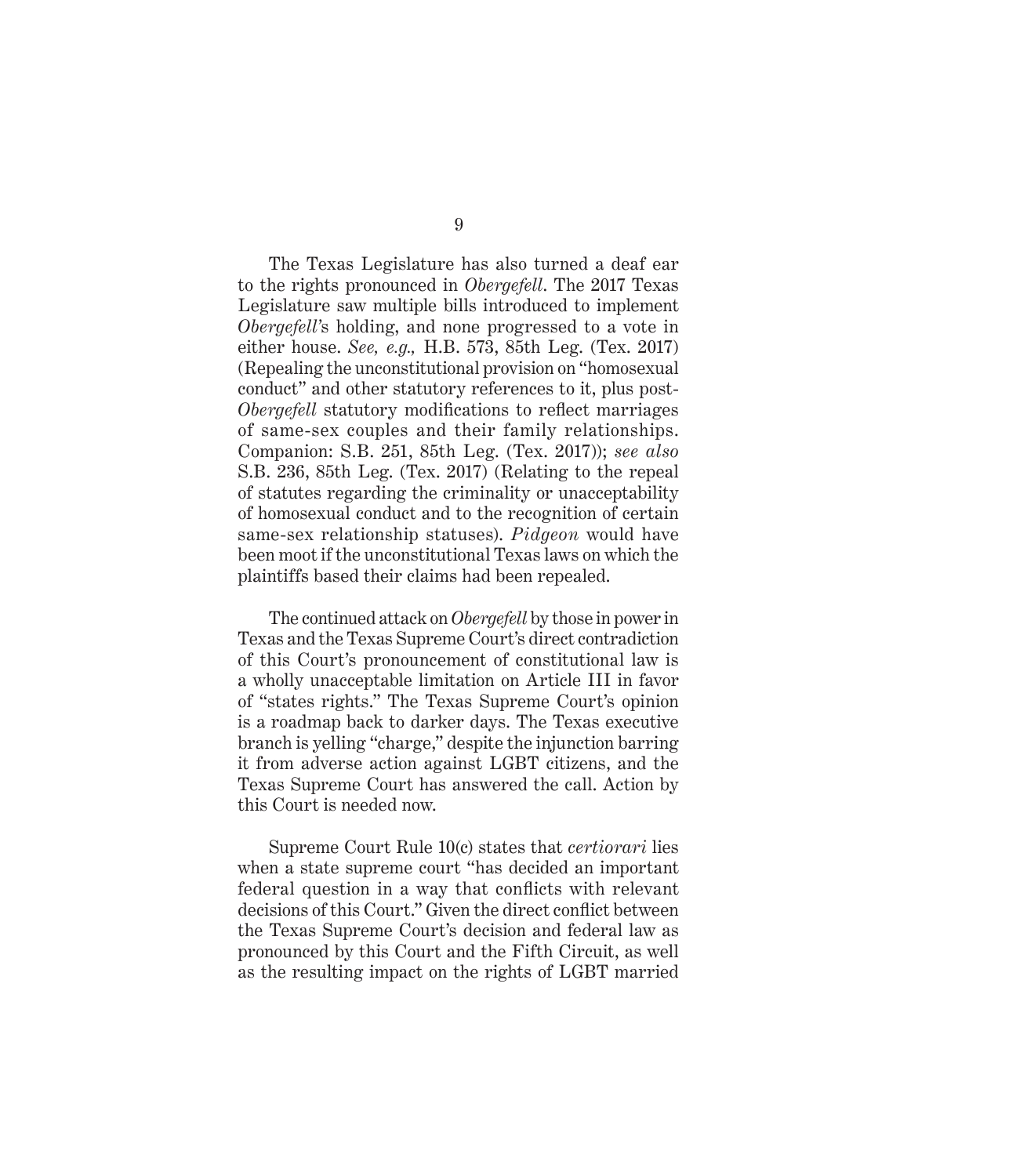The Texas Legislature has also turned a deaf ear to the rights pronounced in *Obergefell*. The 2017 Texas Legislature saw multiple bills introduced to implement *Obergefell*'s holding, and none progressed to a vote in either house. *See, e.g.,* H.B. 573, 85th Leg. (Tex. 2017) (Repealing the unconstitutional provision on "homosexual conduct" and other statutory references to it, plus post-*Obergefell* statutory modifications to reflect marriages of same-sex couples and their family relationships. Companion: S.B. 251, 85th Leg. (Tex. 2017)); *see also* S.B. 236, 85th Leg. (Tex. 2017) (Relating to the repeal of statutes regarding the criminality or unacceptability of homosexual conduct and to the recognition of certain same-sex relationship statuses). *Pidgeon* would have been moot if the unconstitutional Texas laws on which the plaintiffs based their claims had been repealed.

The continued attack on *Obergefell* by those in power in Texas and the Texas Supreme Court's direct contradiction of this Court's pronouncement of constitutional law is a wholly unacceptable limitation on Article III in favor of "states rights." The Texas Supreme Court's opinion is a roadmap back to darker days. The Texas executive branch is yelling "charge," despite the injunction barring it from adverse action against LGBT citizens, and the Texas Supreme Court has answered the call. Action by this Court is needed now.

Supreme Court Rule 10(c) states that *certiorari* lies when a state supreme court "has decided an important federal question in a way that conflicts with relevant decisions of this Court." Given the direct conflict between the Texas Supreme Court's decision and federal law as pronounced by this Court and the Fifth Circuit, as well as the resulting impact on the rights of LGBT married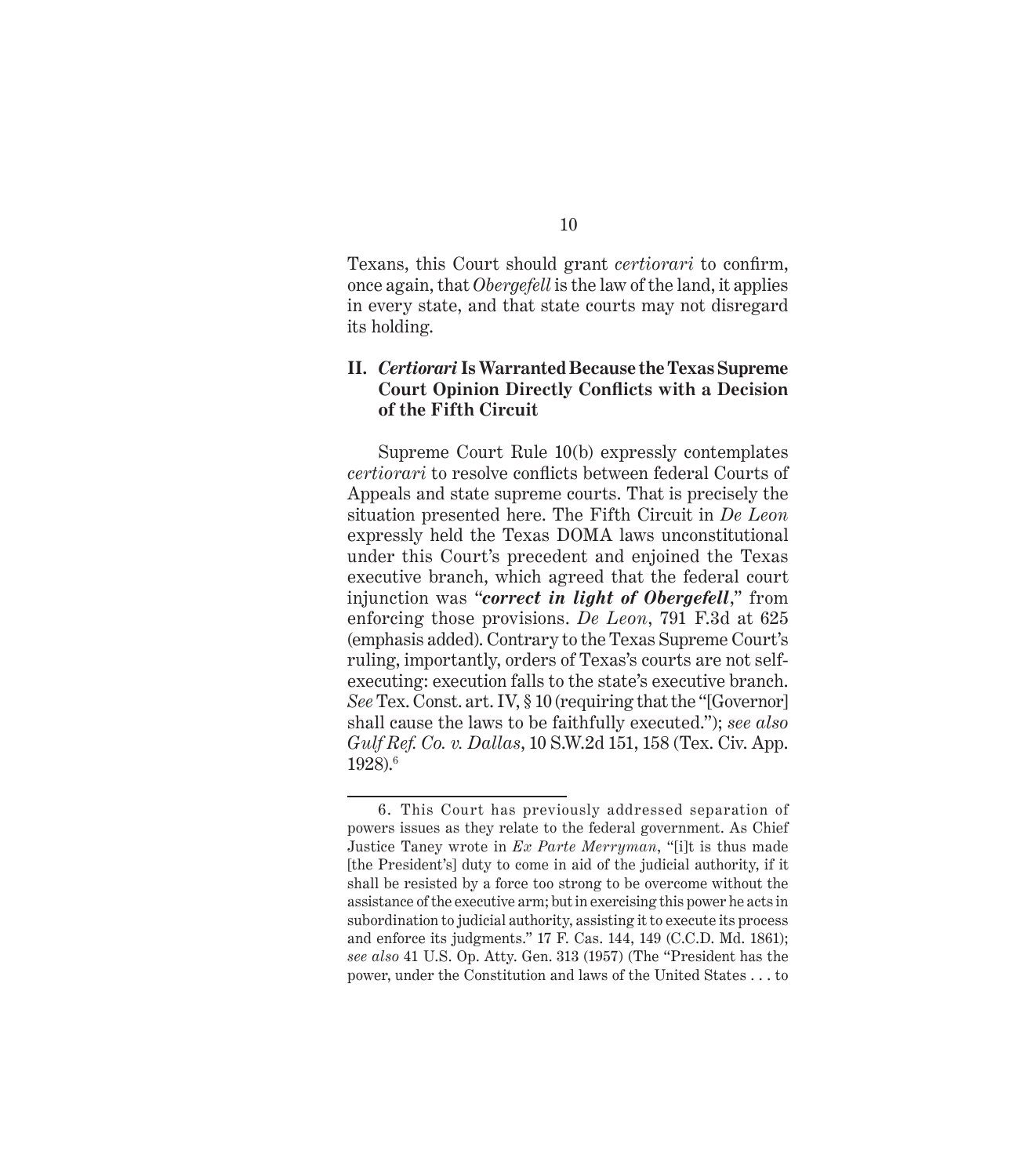Texans, this Court should grant *certiorari* to confirm, once again, that *Obergefell* is the law of the land, it applies in every state, and that state courts may not disregard its holding.

## II. *Certiorari* Is Warranted Because the Texas Supreme Court Opinion Directly Conflicts with a Decision of the Fifth Circuit

Supreme Court Rule 10(b) expressly contemplates *certiorari* to resolve conflicts between federal Courts of Appeals and state supreme courts. That is precisely the situation presented here. The Fifth Circuit in *De Leon* expressly held the Texas DOMA laws unconstitutional under this Court's precedent and enjoined the Texas executive branch, which agreed that the federal court injunction was "***correct in light of Obergefell***," from enforcing those provisions. *De Leon*, 791 F.3d at 625 (emphasis added). Contrary to the Texas Supreme Court's ruling, importantly, orders of Texas's courts are not self-executing: execution falls to the state's executive branch. *See* Tex. Const. art. IV, § 10 (requiring that the "[Governor] shall cause the laws to be faithfully executed."); *see also Gulf Ref. Co. v. Dallas*, 10 S.W.2d 151, 158 (Tex. Civ. App. 1928).[6]

---

6. This Court has previously addressed separation of powers issues as they relate to the federal government. As Chief Justice Taney wrote in *Ex Parte Merryman*, "[i]t is thus made [the President's] duty to come in aid of the judicial authority, if it shall be resisted by a force too strong to be overcome without the assistance of the executive arm; but in exercising this power he acts in subordination to judicial authority, assisting it to execute its process and enforce its judgments." 17 F. Cas. 144, 149 (C.C.D. Md. 1861); *see also* 41 U.S. Op. Atty. Gen. 313 (1957) (The "President has the power, under the Constitution and laws of the United States . . . to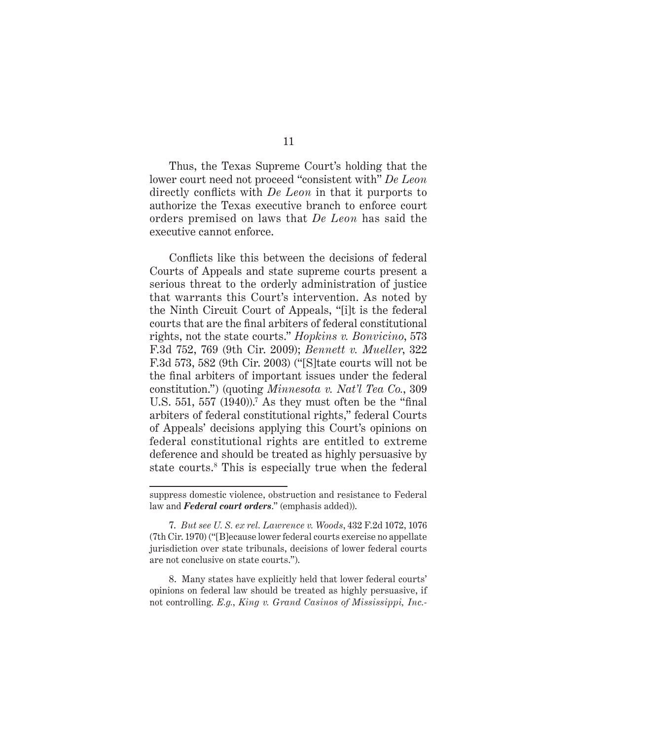Thus, the Texas Supreme Court's holding that the lower court need not proceed "consistent with" *De Leon* directly conflicts with *De Leon* in that it purports to authorize the Texas executive branch to enforce court orders premised on laws that *De Leon* has said the executive cannot enforce.

Conflicts like this between the decisions of federal Courts of Appeals and state supreme courts present a serious threat to the orderly administration of justice that warrants this Court's intervention. As noted by the Ninth Circuit Court of Appeals, "[i]t is the federal courts that are the final arbiters of federal constitutional rights, not the state courts." *Hopkins v. Bonvicino*, 573 F.3d 752, 769 (9th Cir. 2009); *Bennett v. Mueller*, 322 F.3d 573, 582 (9th Cir. 2003) ("[S]tate courts will not be the final arbiters of important issues under the federal constitution.") (quoting *Minnesota v. Nat'l Tea Co.*, 309 U.S. 551, 557 (1940)).[7] As they must often be the "final arbiters of federal constitutional rights," federal Courts of Appeals' decisions applying this Court's opinions on federal constitutional rights are entitled to extreme deference and should be treated as highly persuasive by state courts.[8] This is especially true when the federal

---

suppress domestic violence, obstruction and resistance to Federal law and ***Federal court orders***." (emphasis added)).

7. *But see U. S. ex rel. Lawrence v. Woods*, 432 F.2d 1072, 1076 (7th Cir. 1970) ("[B]ecause lower federal courts exercise no appellate jurisdiction over state tribunals, decisions of lower federal courts are not conclusive on state courts.").

8. Many states have explicitly held that lower federal courts' opinions on federal law should be treated as highly persuasive, if not controlling. *E.g.*, *King v. Grand Casinos of Mississippi, Inc.-*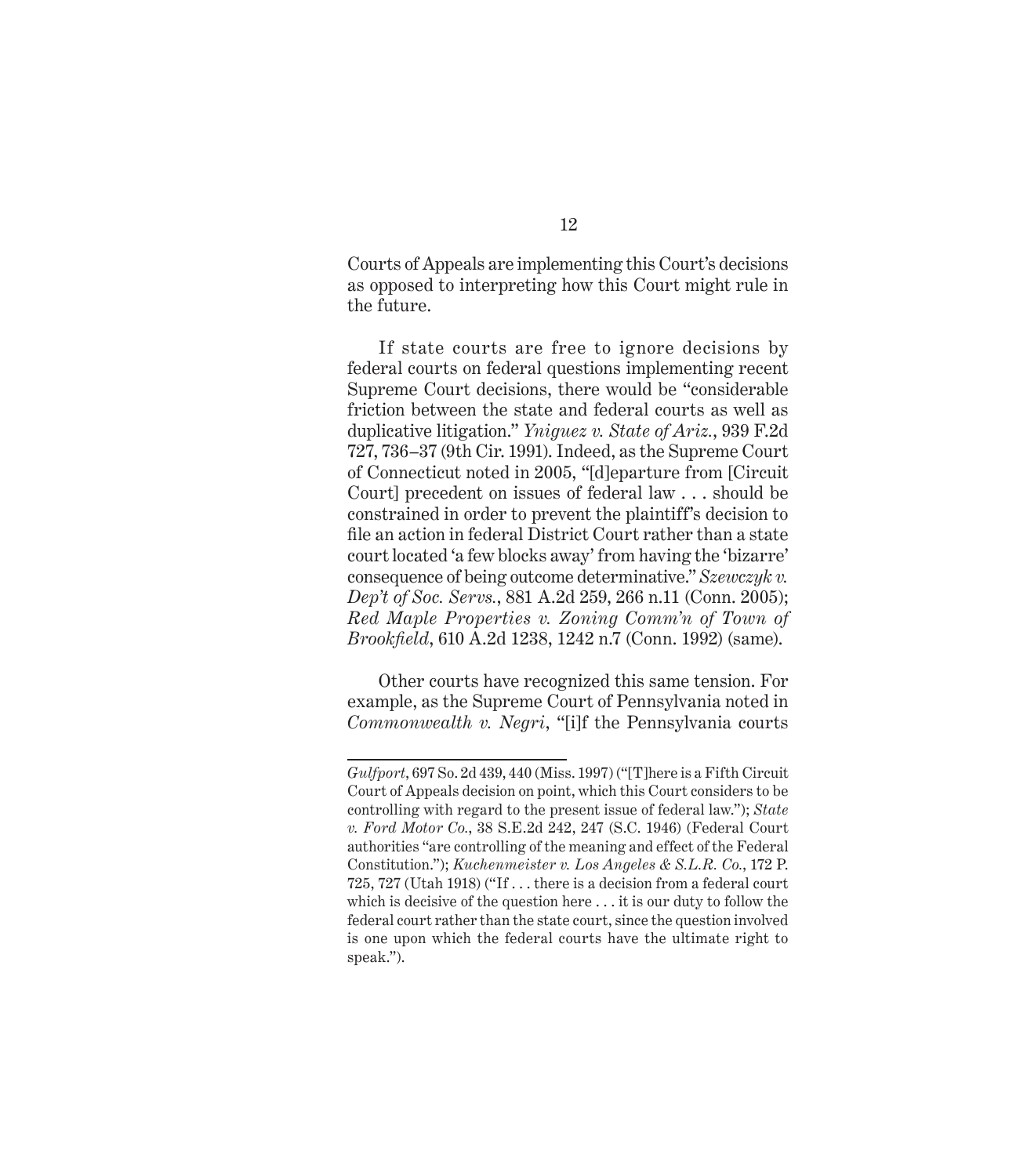Courts of Appeals are implementing this Court's decisions as opposed to interpreting how this Court might rule in the future.

If state courts are free to ignore decisions by federal courts on federal questions implementing recent Supreme Court decisions, there would be "considerable friction between the state and federal courts as well as duplicative litigation." *Yniguez v. State of Ariz.*, 939 F.2d 727, 736–37 (9th Cir. 1991). Indeed, as the Supreme Court of Connecticut noted in 2005, "[d]eparture from [Circuit Court] precedent on issues of federal law . . . should be constrained in order to prevent the plaintiff's decision to file an action in federal District Court rather than a state court located 'a few blocks away' from having the 'bizarre' consequence of being outcome determinative." *Szewczyk v. Dep't of Soc. Servs.*, 881 A.2d 259, 266 n.11 (Conn. 2005); *Red Maple Properties v. Zoning Comm'n of Town of Brookfield*, 610 A.2d 1238, 1242 n.7 (Conn. 1992) (same).

Other courts have recognized this same tension. For example, as the Supreme Court of Pennsylvania noted in *Commonwealth v. Negri*, "[i]f the Pennsylvania courts

---

*Gulfport*, 697 So. 2d 439, 440 (Miss. 1997) ("[T]here is a Fifth Circuit Court of Appeals decision on point, which this Court considers to be controlling with regard to the present issue of federal law."); *State v. Ford Motor Co.*, 38 S.E.2d 242, 247 (S.C. 1946) (Federal Court authorities "are controlling of the meaning and effect of the Federal Constitution."); *Kuchenmeister v. Los Angeles & S.L.R. Co.*, 172 P. 725, 727 (Utah 1918) ("If . . . there is a decision from a federal court which is decisive of the question here . . . it is our duty to follow the federal court rather than the state court, since the question involved is one upon which the federal courts have the ultimate right to speak.").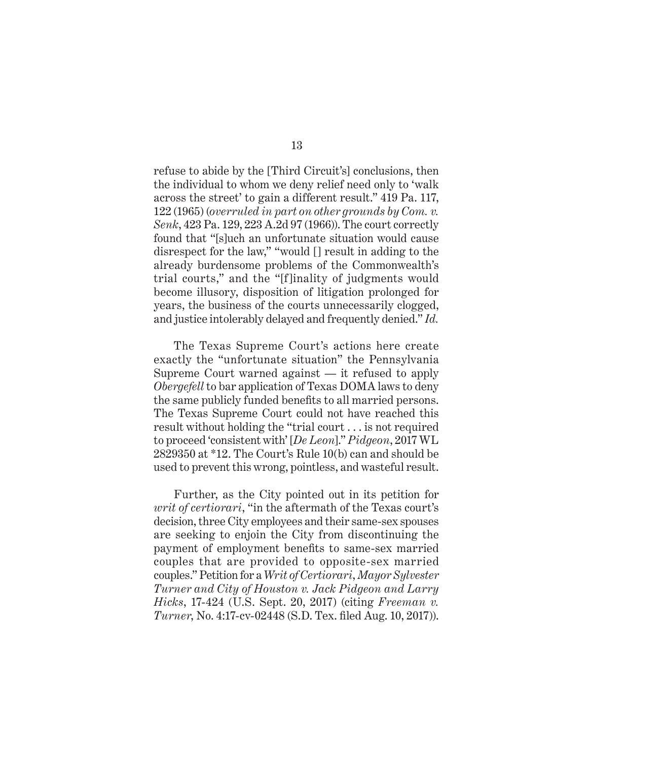refuse to abide by the [Third Circuit's] conclusions, then the individual to whom we deny relief need only to 'walk across the street' to gain a different result." 419 Pa. 117, 122 (1965) (*overruled in part on other grounds by Com. v. Senk*, 423 Pa. 129, 223 A.2d 97 (1966)). The court correctly found that "[s]uch an unfortunate situation would cause disrespect for the law," "would [] result in adding to the already burdensome problems of the Commonwealth's trial courts," and the "[f]inality of judgments would become illusory, disposition of litigation prolonged for years, the business of the courts unnecessarily clogged, and justice intolerably delayed and frequently denied." *Id.*

The Texas Supreme Court's actions here create exactly the "unfortunate situation" the Pennsylvania Supreme Court warned against — it refused to apply *Obergefell* to bar application of Texas DOMA laws to deny the same publicly funded benefits to all married persons. The Texas Supreme Court could not have reached this result without holding the "trial court . . . is not required to proceed 'consistent with' [*De Leon*]." *Pidgeon*, 2017 WL 2829350 at *12. The Court's Rule 10(b) can and should be used to prevent this wrong, pointless, and wasteful result.

Further, as the City pointed out in its petition for *writ of certiorari*, "in the aftermath of the Texas court's decision, three City employees and their same-sex spouses are seeking to enjoin the City from discontinuing the payment of employment benefits to same-sex married couples that are provided to opposite-sex married couples." Petition for a *Writ of Certiorari*, *Mayor Sylvester Turner and City of Houston v. Jack Pidgeon and Larry Hicks*, 17-424 (U.S. Sept. 20, 2017) (citing *Freeman v. Turner*, No. 4:17-cv-02448 (S.D. Tex. filed Aug. 10, 2017)).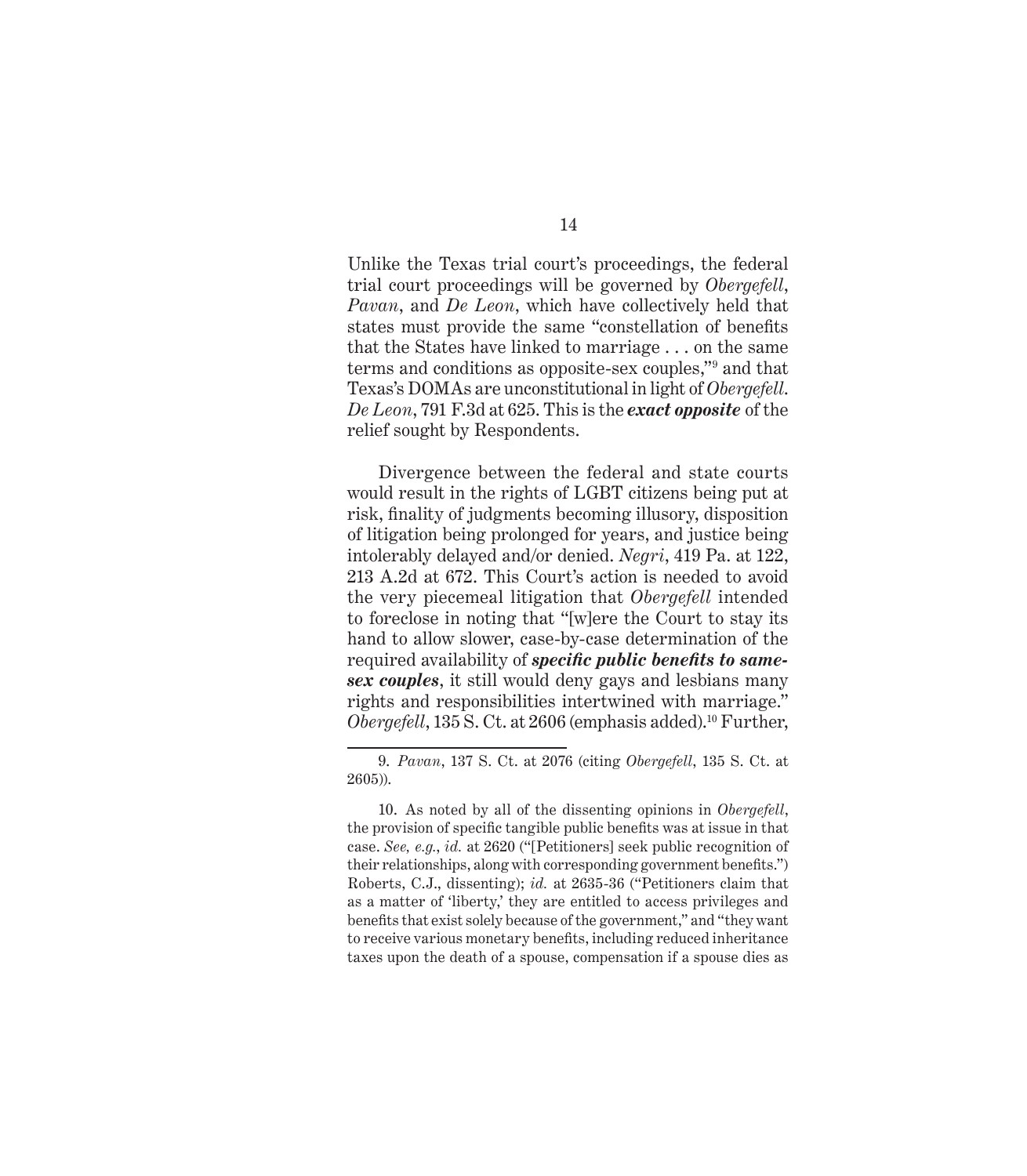Unlike the Texas trial court's proceedings, the federal trial court proceedings will be governed by *Obergefell*, *Pavan*, and *De Leon*, which have collectively held that states must provide the same "constellation of benefits that the States have linked to marriage . . . on the same terms and conditions as opposite-sex couples,"[9] and that Texas's DOMAs are unconstitutional in light of *Obergefell*. *De Leon*, 791 F.3d at 625. This is the ***exact opposite*** of the relief sought by Respondents.

Divergence between the federal and state courts would result in the rights of LGBT citizens being put at risk, finality of judgments becoming illusory, disposition of litigation being prolonged for years, and justice being intolerably delayed and/or denied. *Negri*, 419 Pa. at 122, 213 A.2d at 672. This Court's action is needed to avoid the very piecemeal litigation that *Obergefell* intended to foreclose in noting that "[w]ere the Court to stay its hand to allow slower, case-by-case determination of the required availability of ***specific public benefits to same-sex couples***, it still would deny gays and lesbians many rights and responsibilities intertwined with marriage." *Obergefell*, 135 S. Ct. at 2606 (emphasis added).[10] Further,

9. *Pavan*, 137 S. Ct. at 2076 (citing *Obergefell*, 135 S. Ct. at 2605)).

10. As noted by all of the dissenting opinions in *Obergefell*, the provision of specific tangible public benefits was at issue in that case. *See, e.g.*, *id.* at 2620 ("[Petitioners] seek public recognition of their relationships, along with corresponding government benefits.") Roberts, C.J., dissenting); *id.* at 2635-36 ("Petitioners claim that as a matter of 'liberty,' they are entitled to access privileges and benefits that exist solely because of the government," and "they want to receive various monetary benefits, including reduced inheritance taxes upon the death of a spouse, compensation if a spouse dies as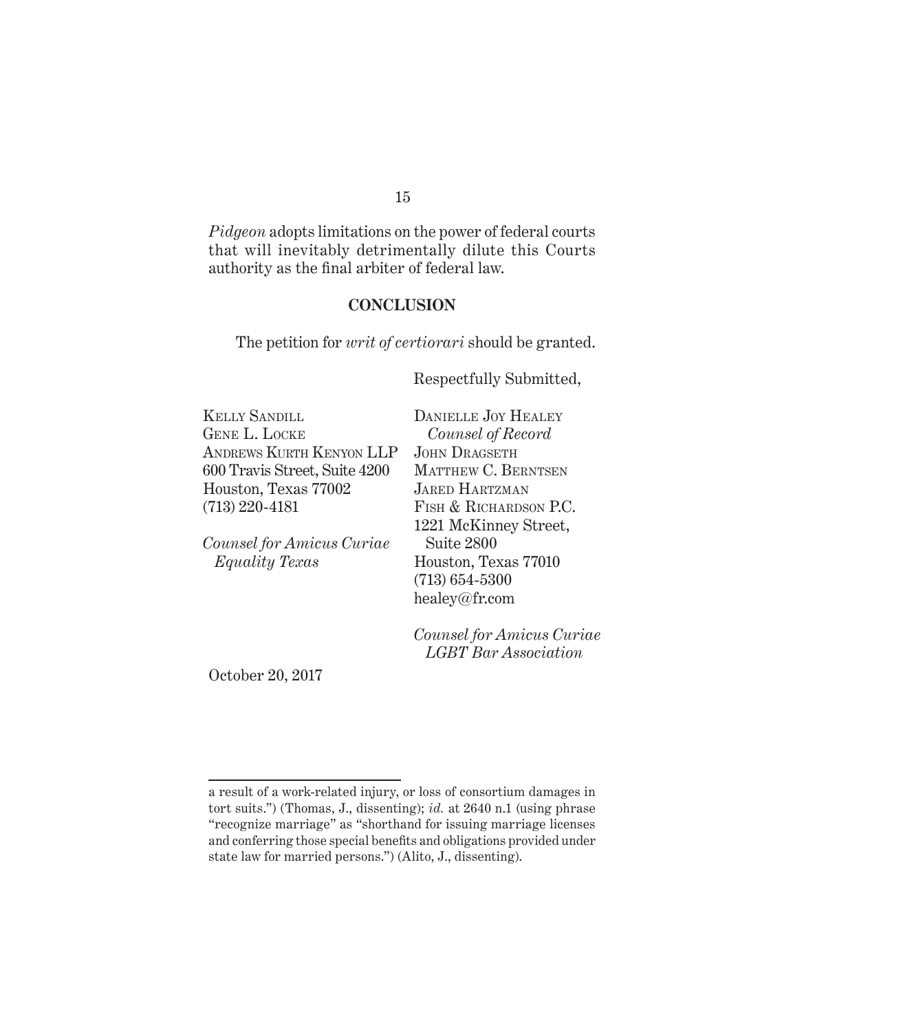*Pidgeon* adopts limitations on the power of federal courts that will inevitably detrimentally dilute this Courts authority as the final arbiter of federal law.

## CONCLUSION

The petition for *writ of certiorari* should be granted.

Respectfully Submitted,

Danielle Joy Healey
*Counsel of Record*
John Dragseth
Matthew C. Berntsen
Jared Hartzman
Fish & Richardson P.C.
1221 McKinney Street,
Suite 2800
Houston, Texas 77010
(713) 654-5300
healey@fr.com

*Counsel for Amicus Curiae LGBT Bar Association*

Kelly Sandill
Gene L. Locke
Andrews Kurth Kenyon LLP
600 Travis Street, Suite 4200
Houston, Texas 77002
(713) 220-4181

*Counsel for Amicus Curiae Equality Texas*

October 20, 2017

---

a result of a work-related injury, or loss of consortium damages in tort suits.") (Thomas, J., dissenting); *id.* at 2640 n.1 (using phrase "recognize marriage" as "shorthand for issuing marriage licenses and conferring those special benefits and obligations provided under state law for married persons.") (Alito, J., dissenting).